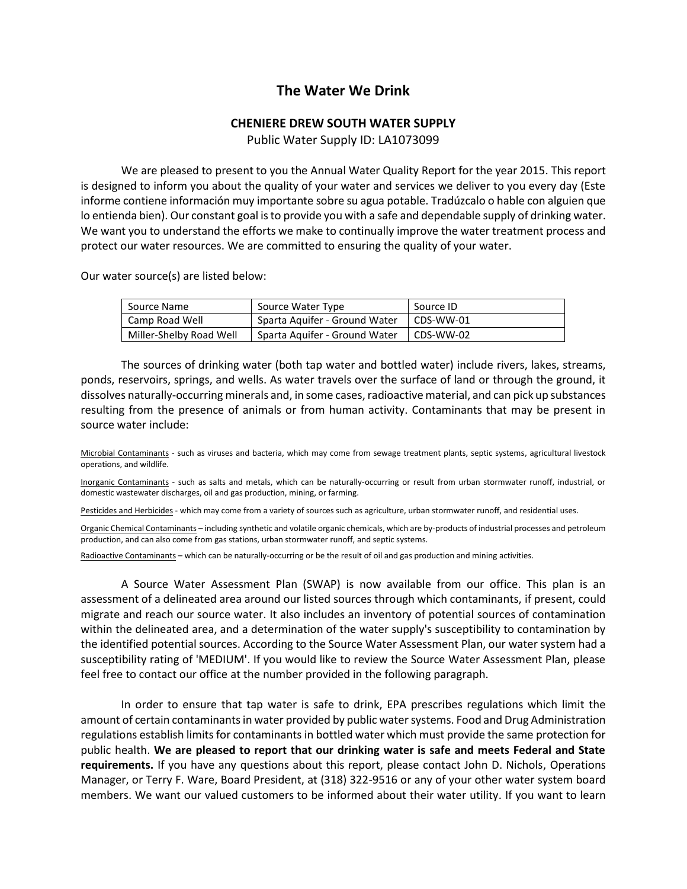# The Water We Drink

**CHENIERE DREW SOUTH WATER SUPPLY**

Public Water Supply ID: LA1073099

We are pleased to present to you the Annual Water Quality Report for the year 2015. This report is designed to inform you about the quality of your water and services we deliver to you every day (Este informe contiene información muy importante sobre su agua potable. Tradúzcalo o hable con alguien que lo entienda bien). Our constant goal is to provide you with a safe and dependable supply of drinking water. We want you to understand the efforts we make to continually improve the water treatment process and protect our water resources. We are committed to ensuring the quality of your water.

Our water source(s) are listed below:

| Source Name | Source Water Type | Source ID |
|---|---|---|
| Camp Road Well | Sparta Aquifer - Ground Water | CDS-WW-01 |
| Miller-Shelby Road Well | Sparta Aquifer - Ground Water | CDS-WW-02 |

The sources of drinking water (both tap water and bottled water) include rivers, lakes, streams, ponds, reservoirs, springs, and wells. As water travels over the surface of land or through the ground, it dissolves naturally-occurring minerals and, in some cases, radioactive material, and can pick up substances resulting from the presence of animals or from human activity. Contaminants that may be present in source water include:

Microbial Contaminants - such as viruses and bacteria, which may come from sewage treatment plants, septic systems, agricultural livestock operations, and wildlife.

Inorganic Contaminants - such as salts and metals, which can be naturally-occurring or result from urban stormwater runoff, industrial, or domestic wastewater discharges, oil and gas production, mining, or farming.

Pesticides and Herbicides - which may come from a variety of sources such as agriculture, urban stormwater runoff, and residential uses.

Organic Chemical Contaminants – including synthetic and volatile organic chemicals, which are by-products of industrial processes and petroleum production, and can also come from gas stations, urban stormwater runoff, and septic systems.

Radioactive Contaminants – which can be naturally-occurring or be the result of oil and gas production and mining activities.

A Source Water Assessment Plan (SWAP) is now available from our office. This plan is an assessment of a delineated area around our listed sources through which contaminants, if present, could migrate and reach our source water. It also includes an inventory of potential sources of contamination within the delineated area, and a determination of the water supply's susceptibility to contamination by the identified potential sources. According to the Source Water Assessment Plan, our water system had a susceptibility rating of 'MEDIUM'. If you would like to review the Source Water Assessment Plan, please feel free to contact our office at the number provided in the following paragraph.

In order to ensure that tap water is safe to drink, EPA prescribes regulations which limit the amount of certain contaminants in water provided by public water systems. Food and Drug Administration regulations establish limits for contaminants in bottled water which must provide the same protection for public health. **We are pleased to report that our drinking water is safe and meets Federal and State requirements.** If you have any questions about this report, please contact John D. Nichols, Operations Manager, or Terry F. Ware, Board President, at (318) 322-9516 or any of your other water system board members. We want our valued customers to be informed about their water utility. If you want to learn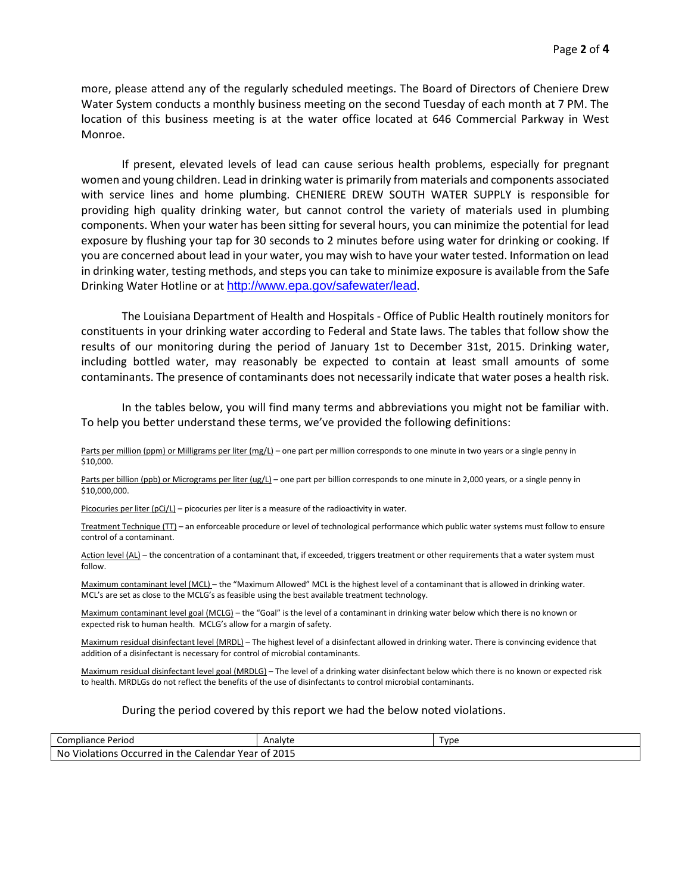more, please attend any of the regularly scheduled meetings. The Board of Directors of Cheniere Drew Water System conducts a monthly business meeting on the second Tuesday of each month at 7 PM. The location of this business meeting is at the water office located at 646 Commercial Parkway in West Monroe.

If present, elevated levels of lead can cause serious health problems, especially for pregnant women and young children. Lead in drinking water is primarily from materials and components associated with service lines and home plumbing. CHENIERE DREW SOUTH WATER SUPPLY is responsible for providing high quality drinking water, but cannot control the variety of materials used in plumbing components. When your water has been sitting for several hours, you can minimize the potential for lead exposure by flushing your tap for 30 seconds to 2 minutes before using water for drinking or cooking. If you are concerned about lead in your water, you may wish to have your water tested. Information on lead in drinking water, testing methods, and steps you can take to minimize exposure is available from the Safe Drinking Water Hotline or at http://www.epa.gov/safewater/lead.

The Louisiana Department of Health and Hospitals - Office of Public Health routinely monitors for constituents in your drinking water according to Federal and State laws. The tables that follow show the results of our monitoring during the period of January 1st to December 31st, 2015. Drinking water, including bottled water, may reasonably be expected to contain at least small amounts of some contaminants. The presence of contaminants does not necessarily indicate that water poses a health risk.

In the tables below, you will find many terms and abbreviations you might not be familiar with. To help you better understand these terms, we've provided the following definitions:

Parts per million (ppm) or Milligrams per liter (mg/L) – one part per million corresponds to one minute in two years or a single penny in $10,000.

Parts per billion (ppb) or Micrograms per liter (ug/L) – one part per billion corresponds to one minute in 2,000 years, or a single penny in $10,000,000.

Picocuries per liter (pCi/L) – picocuries per liter is a measure of the radioactivity in water.

Treatment Technique (TT) – an enforceable procedure or level of technological performance which public water systems must follow to ensure control of a contaminant.

Action level (AL) – the concentration of a contaminant that, if exceeded, triggers treatment or other requirements that a water system must follow.

Maximum contaminant level (MCL) – the "Maximum Allowed" MCL is the highest level of a contaminant that is allowed in drinking water. MCL's are set as close to the MCLG's as feasible using the best available treatment technology.

Maximum contaminant level goal (MCLG) – the "Goal" is the level of a contaminant in drinking water below which there is no known or expected risk to human health. MCLG's allow for a margin of safety.

Maximum residual disinfectant level (MRDL) – The highest level of a disinfectant allowed in drinking water. There is convincing evidence that addition of a disinfectant is necessary for control of microbial contaminants.

Maximum residual disinfectant level goal (MRDLG) – The level of a drinking water disinfectant below which there is no known or expected risk to health. MRDLGs do not reflect the benefits of the use of disinfectants to control microbial contaminants.

During the period covered by this report we had the below noted violations.

| Compliance Period | Analyte | Type |
|---|---|---|
| No Violations Occurred in the Calendar Year of 2015 | | |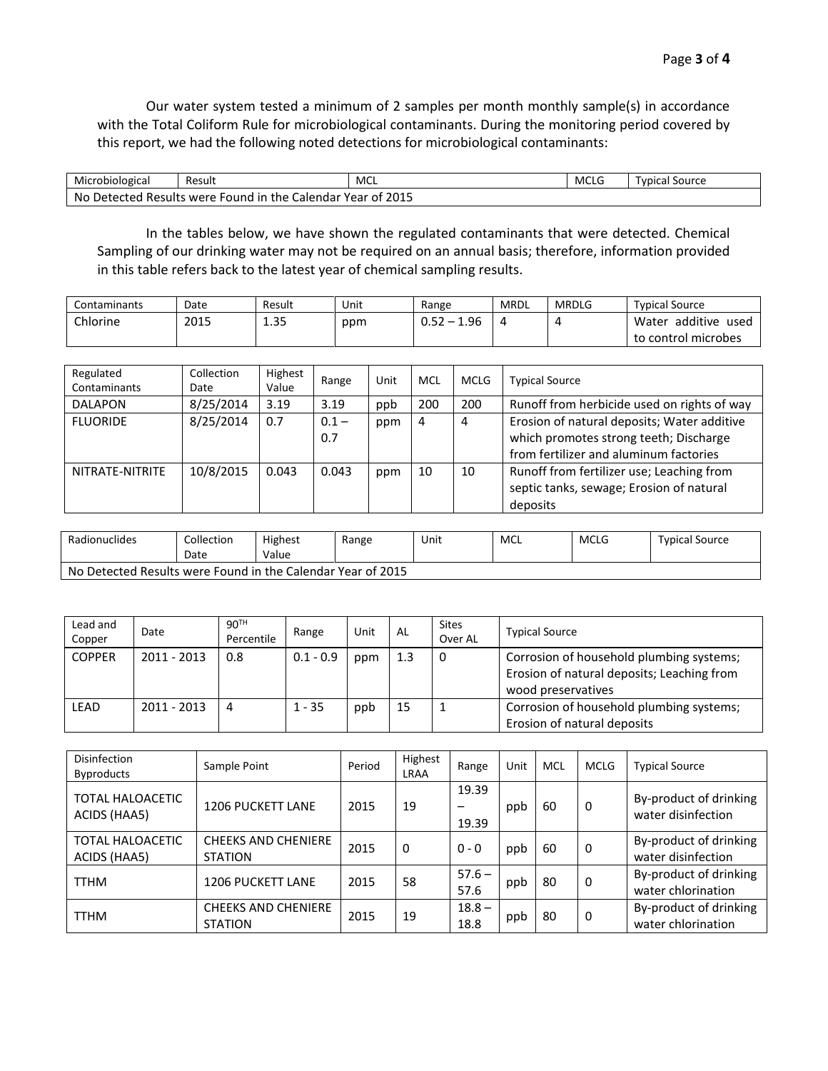Our water system tested a minimum of 2 samples per month monthly sample(s) in accordance with the Total Coliform Rule for microbiological contaminants. During the monitoring period covered by this report, we had the following noted detections for microbiological contaminants:

| Microbiological | Result | MCL | MCLG | Typical Source |
|---|---|---|---|---|
| No Detected Results were Found in the Calendar Year of 2015 | | | | |

In the tables below, we have shown the regulated contaminants that were detected. Chemical Sampling of our drinking water may not be required on an annual basis; therefore, information provided in this table refers back to the latest year of chemical sampling results.

| Contaminants | Date | Result | Unit | Range | MRDL | MRDLG | Typical Source |
|---|---|---|---|---|---|---|---|
| Chlorine | 2015 | 1.35 | ppm | 0.52 – 1.96 | 4 | 4 | Water additive used to control microbes |

| Regulated Contaminants | Collection Date | Highest Value | Range | Unit | MCL | MCLG | Typical Source |
|---|---|---|---|---|---|---|---|
| DALAPON | 8/25/2014 | 3.19 | 3.19 | ppb | 200 | 200 | Runoff from herbicide used on rights of way |
| FLUORIDE | 8/25/2014 | 0.7 | 0.1 – 0.7 | ppm | 4 | 4 | Erosion of natural deposits; Water additive which promotes strong teeth; Discharge from fertilizer and aluminum factories |
| NITRATE-NITRITE | 10/8/2015 | 0.043 | 0.043 | ppm | 10 | 10 | Runoff from fertilizer use; Leaching from septic tanks, sewage; Erosion of natural deposits |

| Radionuclides | Collection Date | Highest Value | Range | Unit | MCL | MCLG | Typical Source |
|---|---|---|---|---|---|---|---|
| No Detected Results were Found in the Calendar Year of 2015 | | | | | | | |

| Lead and Copper | Date | 90TH Percentile | Range | Unit | AL | Sites Over AL | Typical Source |
|---|---|---|---|---|---|---|---|
| COPPER | 2011 - 2013 | 0.8 | 0.1 - 0.9 | ppm | 1.3 | 0 | Corrosion of household plumbing systems; Erosion of natural deposits; Leaching from wood preservatives |
| LEAD | 2011 - 2013 | 4 | 1 - 35 | ppb | 15 | 1 | Corrosion of household plumbing systems; Erosion of natural deposits |

| Disinfection Byproducts | Sample Point | Period | Highest LRAA | Range | Unit | MCL | MCLG | Typical Source |
|---|---|---|---|---|---|---|---|---|
| TOTAL HALOACETIC ACIDS (HAA5) | 1206 PUCKETT LANE | 2015 | 19 | 19.39 – 19.39 | ppb | 60 | 0 | By-product of drinking water disinfection |
| TOTAL HALOACETIC ACIDS (HAA5) | CHEEKS AND CHENIERE STATION | 2015 | 0 | 0 - 0 | ppb | 60 | 0 | By-product of drinking water disinfection |
| TTHM | 1206 PUCKETT LANE | 2015 | 58 | 57.6 – 57.6 | ppb | 80 | 0 | By-product of drinking water chlorination |
| TTHM | CHEEKS AND CHENIERE STATION | 2015 | 19 | 18.8 – 18.8 | ppb | 80 | 0 | By-product of drinking water chlorination |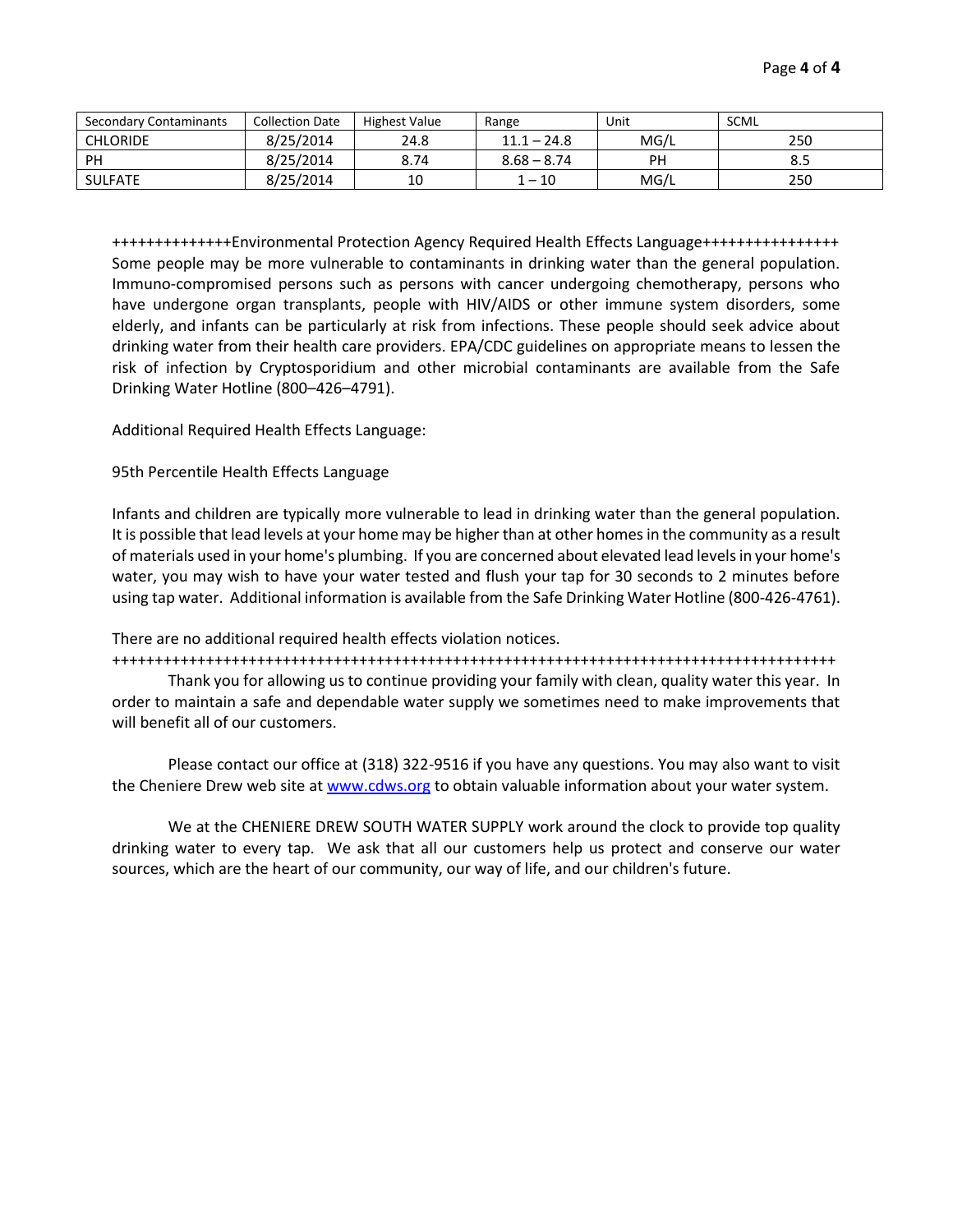| Secondary Contaminants | Collection Date | Highest Value | Range | Unit | SCML |
|---|---|---|---|---|---|
| CHLORIDE | 8/25/2014 | 24.8 | 11.1 – 24.8 | MG/L | 250 |
| PH | 8/25/2014 | 8.74 | 8.68 – 8.74 | PH | 8.5 |
| SULFATE | 8/25/2014 | 10 | 1 – 10 | MG/L | 250 |

++++++++++++++Environmental Protection Agency Required Health Effects Language++++++++++++++++
Some people may be more vulnerable to contaminants in drinking water than the general population. Immuno-compromised persons such as persons with cancer undergoing chemotherapy, persons who have undergone organ transplants, people with HIV/AIDS or other immune system disorders, some elderly, and infants can be particularly at risk from infections. These people should seek advice about drinking water from their health care providers. EPA/CDC guidelines on appropriate means to lessen the risk of infection by Cryptosporidium and other microbial contaminants are available from the Safe Drinking Water Hotline (800–426–4791).

Additional Required Health Effects Language:

95th Percentile Health Effects Language

Infants and children are typically more vulnerable to lead in drinking water than the general population. It is possible that lead levels at your home may be higher than at other homes in the community as a result of materials used in your home's plumbing. If you are concerned about elevated lead levels in your home's water, you may wish to have your water tested and flush your tap for 30 seconds to 2 minutes before using tap water. Additional information is available from the Safe Drinking Water Hotline (800-426-4761).

There are no additional required health effects violation notices.
+++++++++++++++++++++++++++++++++++++++++++++++++++++++++++++++++++++++++++++++++++++++++

Thank you for allowing us to continue providing your family with clean, quality water this year. In order to maintain a safe and dependable water supply we sometimes need to make improvements that will benefit all of our customers.

Please contact our office at (318) 322-9516 if you have any questions. You may also want to visit the Cheniere Drew web site at www.cdws.org to obtain valuable information about your water system.

We at the CHENIERE DREW SOUTH WATER SUPPLY work around the clock to provide top quality drinking water to every tap. We ask that all our customers help us protect and conserve our water sources, which are the heart of our community, our way of life, and our children's future.